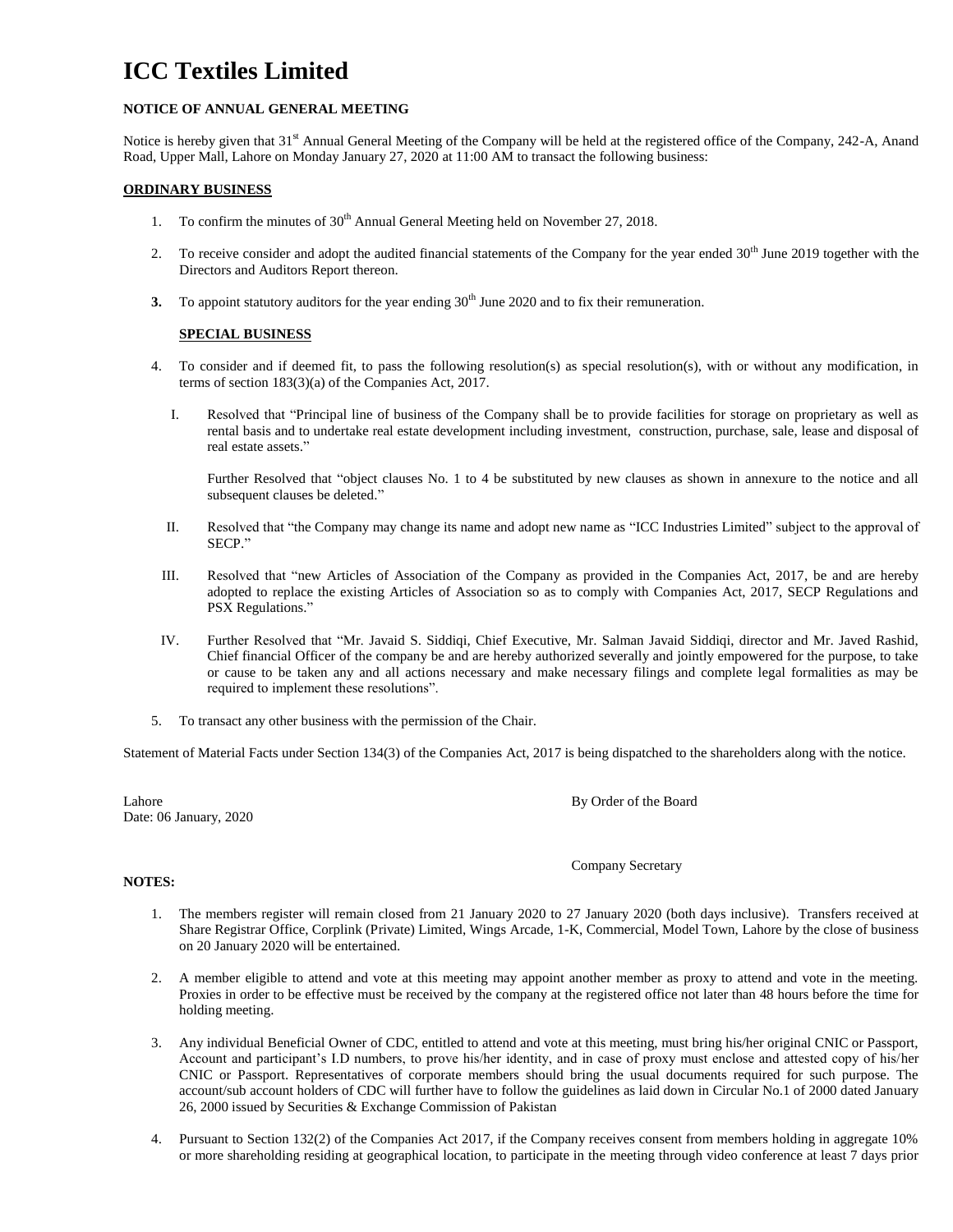# ICC Textiles Limited

**NOTICE OF ANNUAL GENERAL MEETING**

Notice is hereby given that 31st Annual General Meeting of the Company will be held at the registered office of the Company, 242-A, Anand Road, Upper Mall, Lahore on Monday January 27, 2020 at 11:00 AM to transact the following business:

**ORDINARY BUSINESS**

1. To confirm the minutes of 30th Annual General Meeting held on November 27, 2018.

2. To receive consider and adopt the audited financial statements of the Company for the year ended 30th June 2019 together with the Directors and Auditors Report thereon.

3. To appoint statutory auditors for the year ending 30th June 2020 and to fix their remuneration.

**SPECIAL BUSINESS**

4. To consider and if deemed fit, to pass the following resolution(s) as special resolution(s), with or without any modification, in terms of section 183(3)(a) of the Companies Act, 2017.

   I. Resolved that "Principal line of business of the Company shall be to provide facilities for storage on proprietary as well as rental basis and to undertake real estate development including investment, construction, purchase, sale, lease and disposal of real estate assets."

      Further Resolved that "object clauses No. 1 to 4 be substituted by new clauses as shown in annexure to the notice and all subsequent clauses be deleted."

   II. Resolved that "the Company may change its name and adopt new name as "ICC Industries Limited" subject to the approval of SECP."

   III. Resolved that "new Articles of Association of the Company as provided in the Companies Act, 2017, be and are hereby adopted to replace the existing Articles of Association so as to comply with Companies Act, 2017, SECP Regulations and PSX Regulations."

   IV. Further Resolved that "Mr. Javaid S. Siddiqi, Chief Executive, Mr. Salman Javaid Siddiqi, director and Mr. Javed Rashid, Chief financial Officer of the company be and are hereby authorized severally and jointly empowered for the purpose, to take or cause to be taken any and all actions necessary and make necessary filings and complete legal formalities as may be required to implement these resolutions".

5. To transact any other business with the permission of the Chair.

Statement of Material Facts under Section 134(3) of the Companies Act, 2017 is being dispatched to the shareholders along with the notice.

Lahore
Date: 06 January, 2020

By Order of the Board

Company Secretary

**NOTES:**

1. The members register will remain closed from 21 January 2020 to 27 January 2020 (both days inclusive). Transfers received at Share Registrar Office, Corplink (Private) Limited, Wings Arcade, 1-K, Commercial, Model Town, Lahore by the close of business on 20 January 2020 will be entertained.

2. A member eligible to attend and vote at this meeting may appoint another member as proxy to attend and vote in the meeting. Proxies in order to be effective must be received by the company at the registered office not later than 48 hours before the time for holding meeting.

3. Any individual Beneficial Owner of CDC, entitled to attend and vote at this meeting, must bring his/her original CNIC or Passport, Account and participant's I.D numbers, to prove his/her identity, and in case of proxy must enclose and attested copy of his/her CNIC or Passport. Representatives of corporate members should bring the usual documents required for such purpose. The account/sub account holders of CDC will further have to follow the guidelines as laid down in Circular No.1 of 2000 dated January 26, 2000 issued by Securities & Exchange Commission of Pakistan

4. Pursuant to Section 132(2) of the Companies Act 2017, if the Company receives consent from members holding in aggregate 10% or more shareholding residing at geographical location, to participate in the meeting through video conference at least 7 days prior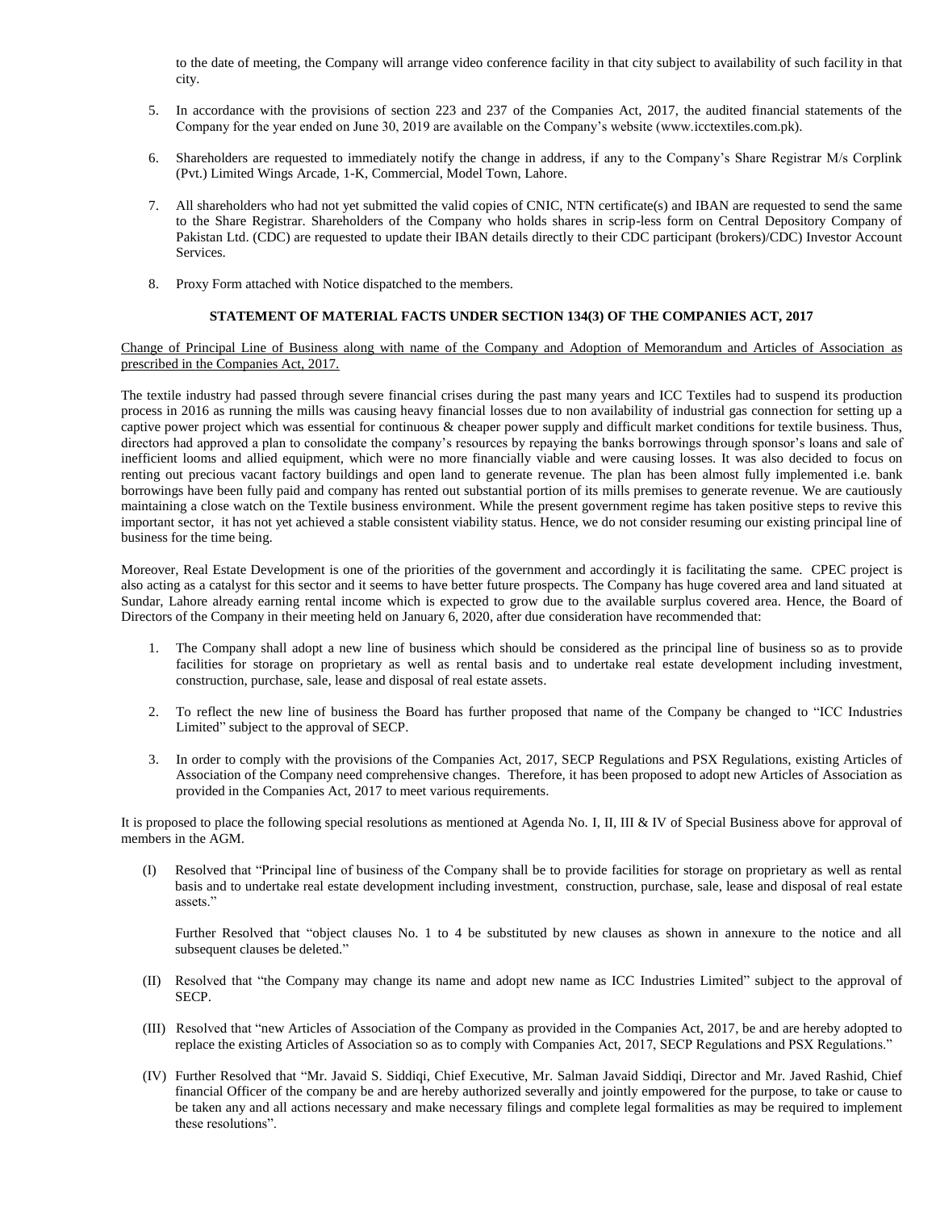to the date of meeting, the Company will arrange video conference facility in that city subject to availability of such facility in that city.

5. In accordance with the provisions of section 223 and 237 of the Companies Act, 2017, the audited financial statements of the Company for the year ended on June 30, 2019 are available on the Company's website (www.icctextiles.com.pk).

6. Shareholders are requested to immediately notify the change in address, if any to the Company's Share Registrar M/s Corplink (Pvt.) Limited Wings Arcade, 1-K, Commercial, Model Town, Lahore.

7. All shareholders who had not yet submitted the valid copies of CNIC, NTN certificate(s) and IBAN are requested to send the same to the Share Registrar. Shareholders of the Company who holds shares in scrip-less form on Central Depository Company of Pakistan Ltd. (CDC) are requested to update their IBAN details directly to their CDC participant (brokers)/CDC) Investor Account Services.

8. Proxy Form attached with Notice dispatched to the members.

**STATEMENT OF MATERIAL FACTS UNDER SECTION 134(3) OF THE COMPANIES ACT, 2017**

Change of Principal Line of Business along with name of the Company and Adoption of Memorandum and Articles of Association as prescribed in the Companies Act, 2017.

The textile industry had passed through severe financial crises during the past many years and ICC Textiles had to suspend its production process in 2016 as running the mills was causing heavy financial losses due to non availability of industrial gas connection for setting up a captive power project which was essential for continuous & cheaper power supply and difficult market conditions for textile business. Thus, directors had approved a plan to consolidate the company's resources by repaying the banks borrowings through sponsor's loans and sale of inefficient looms and allied equipment, which were no more financially viable and were causing losses. It was also decided to focus on renting out precious vacant factory buildings and open land to generate revenue. The plan has been almost fully implemented i.e. bank borrowings have been fully paid and company has rented out substantial portion of its mills premises to generate revenue. We are cautiously maintaining a close watch on the Textile business environment. While the present government regime has taken positive steps to revive this important sector, it has not yet achieved a stable consistent viability status. Hence, we do not consider resuming our existing principal line of business for the time being.

Moreover, Real Estate Development is one of the priorities of the government and accordingly it is facilitating the same. CPEC project is also acting as a catalyst for this sector and it seems to have better future prospects. The Company has huge covered area and land situated at Sundar, Lahore already earning rental income which is expected to grow due to the available surplus covered area. Hence, the Board of Directors of the Company in their meeting held on January 6, 2020, after due consideration have recommended that:

1. The Company shall adopt a new line of business which should be considered as the principal line of business so as to provide facilities for storage on proprietary as well as rental basis and to undertake real estate development including investment, construction, purchase, sale, lease and disposal of real estate assets.

2. To reflect the new line of business the Board has further proposed that name of the Company be changed to "ICC Industries Limited" subject to the approval of SECP.

3. In order to comply with the provisions of the Companies Act, 2017, SECP Regulations and PSX Regulations, existing Articles of Association of the Company need comprehensive changes. Therefore, it has been proposed to adopt new Articles of Association as provided in the Companies Act, 2017 to meet various requirements.

It is proposed to place the following special resolutions as mentioned at Agenda No. I, II, III & IV of Special Business above for approval of members in the AGM.

(I) Resolved that "Principal line of business of the Company shall be to provide facilities for storage on proprietary as well as rental basis and to undertake real estate development including investment, construction, purchase, sale, lease and disposal of real estate assets."

Further Resolved that "object clauses No. 1 to 4 be substituted by new clauses as shown in annexure to the notice and all subsequent clauses be deleted."

(II) Resolved that "the Company may change its name and adopt new name as ICC Industries Limited" subject to the approval of SECP.

(III) Resolved that "new Articles of Association of the Company as provided in the Companies Act, 2017, be and are hereby adopted to replace the existing Articles of Association so as to comply with Companies Act, 2017, SECP Regulations and PSX Regulations."

(IV) Further Resolved that "Mr. Javaid S. Siddiqi, Chief Executive, Mr. Salman Javaid Siddiqi, Director and Mr. Javed Rashid, Chief financial Officer of the company be and are hereby authorized severally and jointly empowered for the purpose, to take or cause to be taken any and all actions necessary and make necessary filings and complete legal formalities as may be required to implement these resolutions".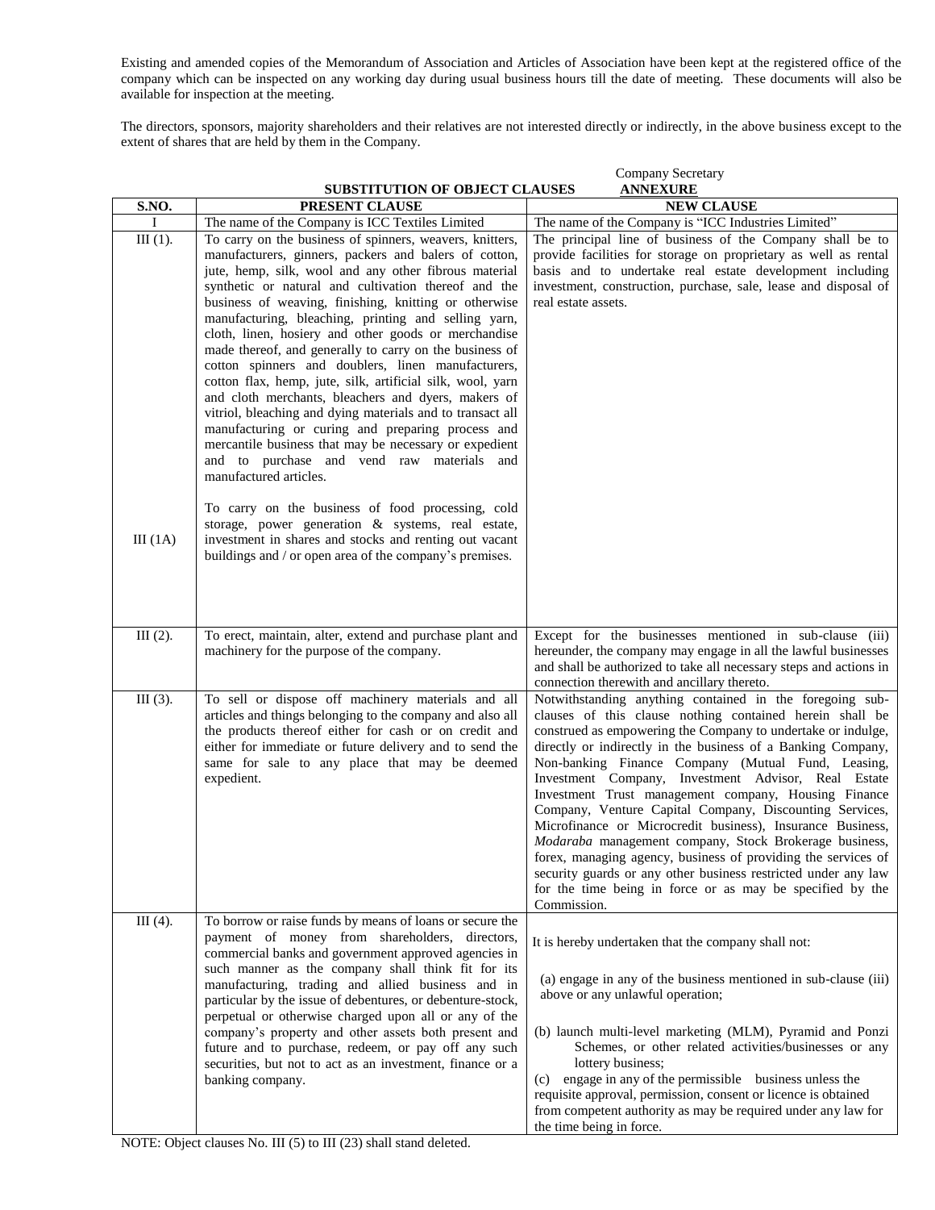Existing and amended copies of the Memorandum of Association and Articles of Association have been kept at the registered office of the company which can be inspected on any working day during usual business hours till the date of meeting. These documents will also be available for inspection at the meeting.

The directors, sponsors, majority shareholders and their relatives are not interested directly or indirectly, in the above business except to the extent of shares that are held by them in the Company.

Company Secretary

**ANNEXURE**

**SUBSTITUTION OF OBJECT CLAUSES**

| S.NO. | PRESENT CLAUSE | NEW CLAUSE |
|---|---|---|
| I | The name of the Company is ICC Textiles Limited | The name of the Company is "ICC Industries Limited" |
| III (1). | To carry on the business of spinners, weavers, knitters, manufacturers, ginners, packers and balers of cotton, jute, hemp, silk, wool and any other fibrous material synthetic or natural and cultivation thereof and the business of weaving, finishing, knitting or otherwise manufacturing, bleaching, printing and selling yarn, cloth, linen, hosiery and other goods or merchandise made thereof, and generally to carry on the business of cotton spinners and doublers, linen manufacturers, cotton flax, hemp, jute, silk, artificial silk, wool, yarn and cloth merchants, bleachers and dyers, makers of vitriol, bleaching and dying materials and to transact all manufacturing or curing and preparing process and mercantile business that may be necessary or expedient and to purchase and vend raw materials and manufactured articles. | The principal line of business of the Company shall be to provide facilities for storage on proprietary as well as rental basis and to undertake real estate development including investment, construction, purchase, sale, lease and disposal of real estate assets. |
| III (1A) | To carry on the business of food processing, cold storage, power generation & systems, real estate, investment in shares and stocks and renting out vacant buildings and / or open area of the company's premises. | |
| III (2). | To erect, maintain, alter, extend and purchase plant and machinery for the purpose of the company. | Except for the businesses mentioned in sub-clause (iii) hereunder, the company may engage in all the lawful businesses and shall be authorized to take all necessary steps and actions in connection therewith and ancillary thereto. |
| III (3). | To sell or dispose off machinery materials and all articles and things belonging to the company and also all the products thereof either for cash or on credit and either for immediate or future delivery and to send the same for sale to any place that may be deemed expedient. | Notwithstanding anything contained in the foregoing sub-clauses of this clause nothing contained herein shall be construed as empowering the Company to undertake or indulge, directly or indirectly in the business of a Banking Company, Non-banking Finance Company (Mutual Fund, Leasing, Investment Company, Investment Advisor, Real Estate Investment Trust management company, Housing Finance Company, Venture Capital Company, Discounting Services, Microfinance or Microcredit business), Insurance Business, *Modaraba* management company, Stock Brokerage business, forex, managing agency, business of providing the services of security guards or any other business restricted under any law for the time being in force or as may be specified by the Commission. |
| III (4). | To borrow or raise funds by means of loans or secure the payment of money from shareholders, directors, commercial banks and government approved agencies in such manner as the company shall think fit for its manufacturing, trading and allied business and in particular by the issue of debentures, or debenture-stock, perpetual or otherwise charged upon all or any of the company's property and other assets both present and future and to purchase, redeem, or pay off any such securities, but not to act as an investment, finance or a banking company. | It is hereby undertaken that the company shall not:<br><br>(a) engage in any of the business mentioned in sub-clause (iii) above or any unlawful operation;<br><br>(b) launch multi-level marketing (MLM), Pyramid and Ponzi Schemes, or other related activities/businesses or any lottery business;<br>(c) engage in any of the permissible business unless the requisite approval, permission, consent or licence is obtained from competent authority as may be required under any law for the time being in force. |

NOTE: Object clauses No. III (5) to III (23) shall stand deleted.